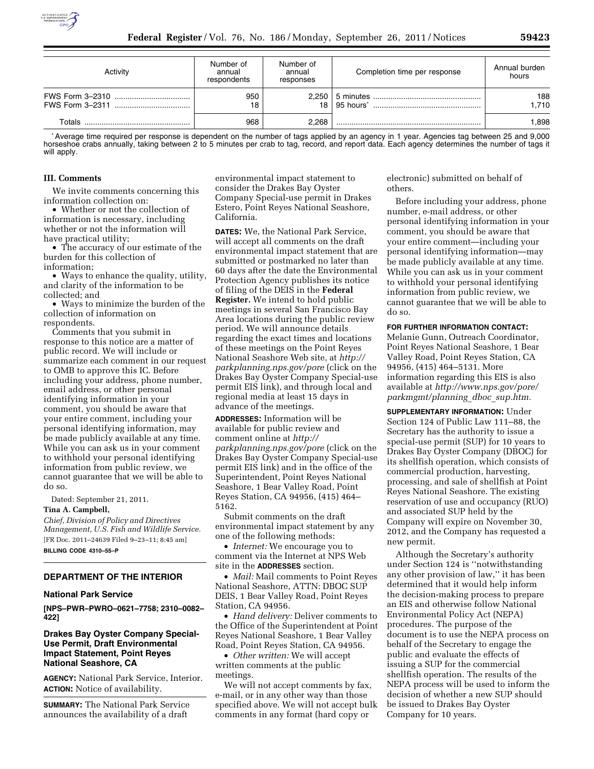| Activity | Number of annual respondents | Number of annual responses | Completion time per response | Annual burden hours |
|---|---|---|---|---|
| FWS Form 3–2310 | 950 | 2,250 | 5 minutes | 188 |
| FWS Form 3–2311 | 18 | 18 | 95 hours* | 1,710 |
| Totals | 968 | 2,268 | | 1,898 |

* Average time required per response is dependent on the number of tags applied by an agency in 1 year. Agencies tag between 25 and 9,000 horseshoe crabs annually, taking between 2 to 5 minutes per crab to tag, record, and report data. Each agency determines the number of tags it will apply.

## III. Comments

We invite comments concerning this information collection on:

- Whether or not the collection of information is necessary, including whether or not the information will have practical utility;
- The accuracy of our estimate of the burden for this collection of information;
- Ways to enhance the quality, utility, and clarity of the information to be collected; and
- Ways to minimize the burden of the collection of information on respondents.

Comments that you submit in response to this notice are a matter of public record. We will include or summarize each comment in our request to OMB to approve this IC. Before including your address, phone number, email address, or other personal identifying information in your comment, you should be aware that your entire comment, including your personal identifying information, may be made publicly available at any time. While you can ask us in your comment to withhold your personal identifying information from public review, we cannot guarantee that we will be able to do so.

Dated: September 21, 2011.

**Tina A. Campbell,**

*Chief, Division of Policy and Directives Management, U.S. Fish and Wildlife Service.*

[FR Doc. 2011–24639 Filed 9–23–11; 8:45 am]

**BILLING CODE 4310–55–P**

# DEPARTMENT OF THE INTERIOR

## National Park Service

**[NPS–PWR–PWRO–0621–7758; 2310–0082–422]**

## Drakes Bay Oyster Company Special-Use Permit, Draft Environmental Impact Statement, Point Reyes National Seashore, CA

**AGENCY:** National Park Service, Interior.

**ACTION:** Notice of availability.

**SUMMARY:** The National Park Service announces the availability of a draft environmental impact statement to consider the Drakes Bay Oyster Company Special-use permit in Drakes Estero, Point Reyes National Seashore, California.

**DATES:** We, the National Park Service, will accept all comments on the draft environmental impact statement that are submitted or postmarked no later than 60 days after the date the Environmental Protection Agency publishes its notice of filing of the DEIS in the **Federal Register.** We intend to hold public meetings in several San Francisco Bay Area locations during the public review period. We will announce details regarding the exact times and locations of these meetings on the Point Reyes National Seashore Web site, at *http://parkplanning.nps.gov/pore* (click on the Drakes Bay Oyster Company Special-use permit EIS link), and through local and regional media at least 15 days in advance of the meetings.

**ADDRESSES:** Information will be available for public review and comment online at *http://parkplanning.nps.gov/pore* (click on the Drakes Bay Oyster Company Special-use permit EIS link) and in the office of the Superintendent, Point Reyes National Seashore, 1 Bear Valley Road, Point Reyes Station, CA 94956, (415) 464–5162.

Submit comments on the draft environmental impact statement by any one of the following methods:

- *Internet:* We encourage you to comment via the Internet at NPS Web site in the **ADDRESSES** section.
- *Mail:* Mail comments to Point Reyes National Seashore, ATTN: DBOC SUP DEIS, 1 Bear Valley Road, Point Reyes Station, CA 94956.
- *Hand delivery:* Deliver comments to the Office of the Superintendent at Point Reyes National Seashore, 1 Bear Valley Road, Point Reyes Station, CA 94956.
- *Other written:* We will accept written comments at the public meetings.

We will not accept comments by fax, e-mail, or in any other way than those specified above. We will not accept bulk comments in any format (hard copy or electronic) submitted on behalf of others.

Before including your address, phone number, e-mail address, or other personal identifying information in your comment, you should be aware that your entire comment—including your personal identifying information—may be made publicly available at any time. While you can ask us in your comment to withhold your personal identifying information from public review, we cannot guarantee that we will be able to do so.

**FOR FURTHER INFORMATION CONTACT:** Melanie Gunn, Outreach Coordinator, Point Reyes National Seashore, 1 Bear Valley Road, Point Reyes Station, CA 94956, (415) 464–5131. More information regarding this EIS is also available at *http://www.nps.gov/pore/parkmgmt/planning_dboc_sup.htm.*

**SUPPLEMENTARY INFORMATION:** Under Section 124 of Public Law 111–88, the Secretary has the authority to issue a special-use permit (SUP) for 10 years to Drakes Bay Oyster Company (DBOC) for its shellfish operation, which consists of commercial production, harvesting, processing, and sale of shellfish at Point Reyes National Seashore. The existing reservation of use and occupancy (RUO) and associated SUP held by the Company will expire on November 30, 2012, and the Company has requested a new permit.

Although the Secretary's authority under Section 124 is "notwithstanding any other provision of law," it has been determined that it would help inform the decision-making process to prepare an EIS and otherwise follow National Environmental Policy Act (NEPA) procedures. The purpose of the document is to use the NEPA process on behalf of the Secretary to engage the public and evaluate the effects of issuing a SUP for the commercial shellfish operation. The results of the NEPA process will be used to inform the decision of whether a new SUP should be issued to Drakes Bay Oyster Company for 10 years.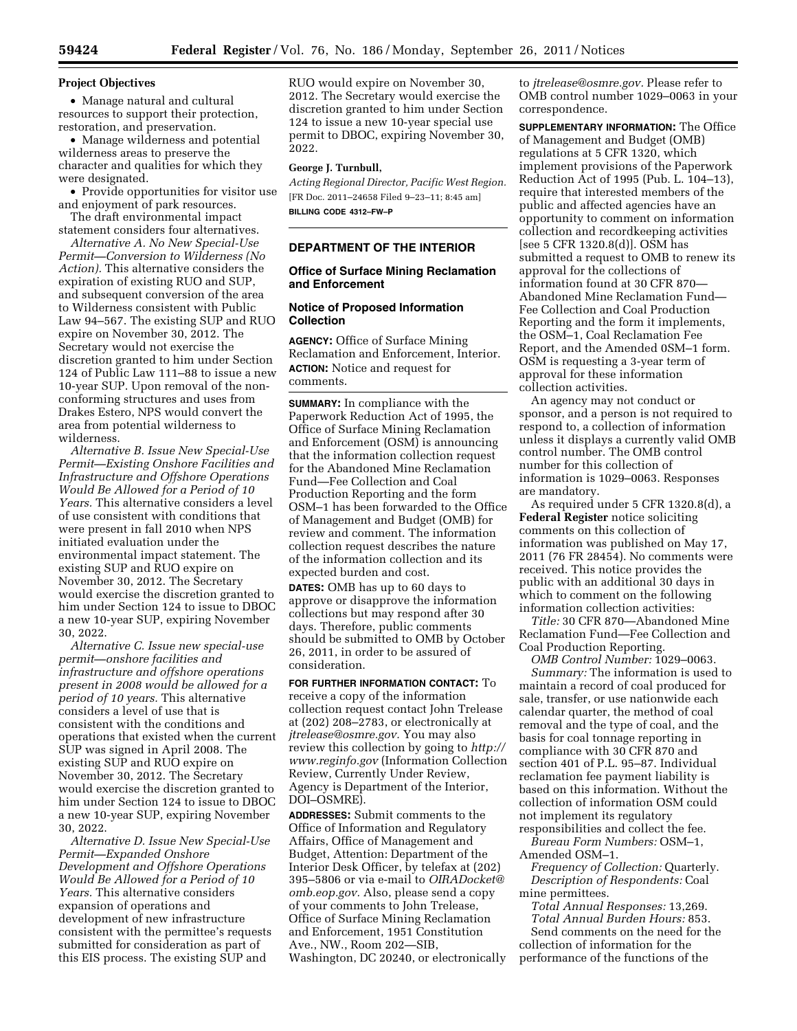## Project Objectives

- Manage natural and cultural resources to support their protection, restoration, and preservation.
- Manage wilderness and potential wilderness areas to preserve the character and qualities for which they were designated.
- Provide opportunities for visitor use and enjoyment of park resources.

The draft environmental impact statement considers four alternatives.

*Alternative A. No New Special-Use Permit—Conversion to Wilderness (No Action).* This alternative considers the expiration of existing RUO and SUP, and subsequent conversion of the area to Wilderness consistent with Public Law 94–567. The existing SUP and RUO expire on November 30, 2012. The Secretary would not exercise the discretion granted to him under Section 124 of Public Law 111–88 to issue a new 10-year SUP. Upon removal of the non-conforming structures and uses from Drakes Estero, NPS would convert the area from potential wilderness to wilderness.

*Alternative B. Issue New Special-Use Permit—Existing Onshore Facilities and Infrastructure and Offshore Operations Would Be Allowed for a Period of 10 Years.* This alternative considers a level of use consistent with conditions that were present in fall 2010 when NPS initiated evaluation under the environmental impact statement. The existing SUP and RUO expire on November 30, 2012. The Secretary would exercise the discretion granted to him under Section 124 to issue to DBOC a new 10-year SUP, expiring November 30, 2022.

*Alternative C. Issue new special-use permit—onshore facilities and infrastructure and offshore operations present in 2008 would be allowed for a period of 10 years.* This alternative considers a level of use that is consistent with the conditions and operations that existed when the current SUP was signed in April 2008. The existing SUP and RUO expire on November 30, 2012. The Secretary would exercise the discretion granted to him under Section 124 to issue to DBOC a new 10-year SUP, expiring November 30, 2022.

*Alternative D. Issue New Special-Use Permit—Expanded Onshore Development and Offshore Operations Would Be Allowed for a Period of 10 Years.* This alternative considers expansion of operations and development of new infrastructure consistent with the permittee's requests submitted for consideration as part of this EIS process. The existing SUP and RUO would expire on November 30, 2012. The Secretary would exercise the discretion granted to him under Section 124 to issue a new 10-year special use permit to DBOC, expiring November 30, 2022.

**George J. Turnbull,**

*Acting Regional Director, Pacific West Region.*

[FR Doc. 2011–24658 Filed 9–23–11; 8:45 am]

**BILLING CODE 4312–FW–P**

## DEPARTMENT OF THE INTERIOR

### Office of Surface Mining Reclamation and Enforcement

### Notice of Proposed Information Collection

**AGENCY:** Office of Surface Mining Reclamation and Enforcement, Interior.

**ACTION:** Notice and request for comments.

**SUMMARY:** In compliance with the Paperwork Reduction Act of 1995, the Office of Surface Mining Reclamation and Enforcement (OSM) is announcing that the information collection request for the Abandoned Mine Reclamation Fund—Fee Collection and Coal Production Reporting and the form OSM–1 has been forwarded to the Office of Management and Budget (OMB) for review and comment. The information collection request describes the nature of the information collection and its expected burden and cost.

**DATES:** OMB has up to 60 days to approve or disapprove the information collections but may respond after 30 days. Therefore, public comments should be submitted to OMB by October 26, 2011, in order to be assured of consideration.

**FOR FURTHER INFORMATION CONTACT:** To receive a copy of the information collection request contact John Trelease at (202) 208–2783, or electronically at *jtrelease@osmre.gov.* You may also review this collection by going to *http://www.reginfo.gov* (Information Collection Review, Currently Under Review, Agency is Department of the Interior, DOI–OSMRE).

**ADDRESSES:** Submit comments to the Office of Information and Regulatory Affairs, Office of Management and Budget, Attention: Department of the Interior Desk Officer, by telefax at (202) 395–5806 or via e-mail to *OIRADocket@omb.eop.gov.* Also, please send a copy of your comments to John Trelease, Office of Surface Mining Reclamation and Enforcement, 1951 Constitution Ave., NW., Room 202—SIB, Washington, DC 20240, or electronically to *jtrelease@osmre.gov.* Please refer to OMB control number 1029–0063 in your correspondence.

**SUPPLEMENTARY INFORMATION:** The Office of Management and Budget (OMB) regulations at 5 CFR 1320, which implement provisions of the Paperwork Reduction Act of 1995 (Pub. L. 104–13), require that interested members of the public and affected agencies have an opportunity to comment on information collection and recordkeeping activities [see 5 CFR 1320.8(d)]. OSM has submitted a request to OMB to renew its approval for the collections of information found at 30 CFR 870—Abandoned Mine Reclamation Fund—Fee Collection and Coal Production Reporting and the form it implements, the OSM–1, Coal Reclamation Fee Report, and the Amended 0SM–1 form. OSM is requesting a 3-year term of approval for these information collection activities.

An agency may not conduct or sponsor, and a person is not required to respond to, a collection of information unless it displays a currently valid OMB control number. The OMB control number for this collection of information is 1029–0063. Responses are mandatory.

As required under 5 CFR 1320.8(d), a **Federal Register** notice soliciting comments on this collection of information was published on May 17, 2011 (76 FR 28454). No comments were received. This notice provides the public with an additional 30 days in which to comment on the following information collection activities:

*Title:* 30 CFR 870—Abandoned Mine Reclamation Fund—Fee Collection and Coal Production Reporting.

*OMB Control Number:* 1029–0063.

*Summary:* The information is used to maintain a record of coal produced for sale, transfer, or use nationwide each calendar quarter, the method of coal removal and the type of coal, and the basis for coal tonnage reporting in compliance with 30 CFR 870 and section 401 of P.L. 95–87. Individual reclamation fee payment liability is based on this information. Without the collection of information OSM could not implement its regulatory responsibilities and collect the fee.

*Bureau Form Numbers:* OSM–1, Amended OSM–1.

*Frequency of Collection:* Quarterly.

*Description of Respondents:* Coal mine permittees.

*Total Annual Responses:* 13,269.

*Total Annual Burden Hours:* 853.

Send comments on the need for the collection of information for the performance of the functions of the